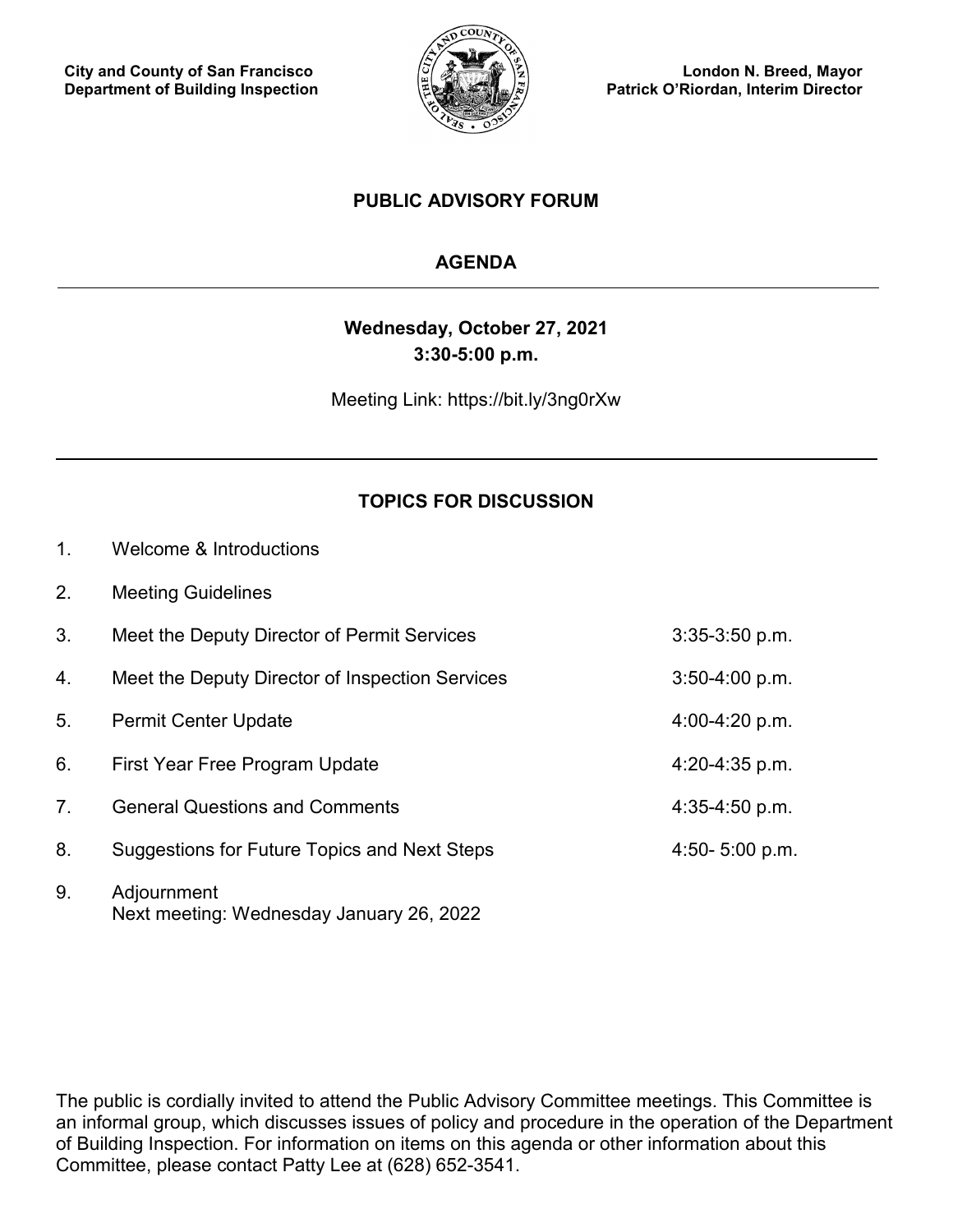**City and County of San Francisco**
**Department of Building Inspection**

**London N. Breed, Mayor**
**Patrick O'Riordan, Interim Director**

# PUBLIC ADVISORY FORUM

## AGENDA

**Wednesday, October 27, 2021**
**3:30-5:00 p.m.**

Meeting Link: https://bit.ly/3ng0rXw

## TOPICS FOR DISCUSSION

| | | |
|---|---|---|
| 1. | Welcome & Introductions | |
| 2. | Meeting Guidelines | |
| 3. | Meet the Deputy Director of Permit Services | 3:35-3:50 p.m. |
| 4. | Meet the Deputy Director of Inspection Services | 3:50-4:00 p.m. |
| 5. | Permit Center Update | 4:00-4:20 p.m. |
| 6. | First Year Free Program Update | 4:20-4:35 p.m. |
| 7. | General Questions and Comments | 4:35-4:50 p.m. |
| 8. | Suggestions for Future Topics and Next Steps | 4:50- 5:00 p.m. |
| 9. | Adjournment<br>Next meeting: Wednesday January 26, 2022 | |

The public is cordially invited to attend the Public Advisory Committee meetings. This Committee is an informal group, which discusses issues of policy and procedure in the operation of the Department of Building Inspection. For information on items on this agenda or other information about this Committee, please contact Patty Lee at (628) 652-3541.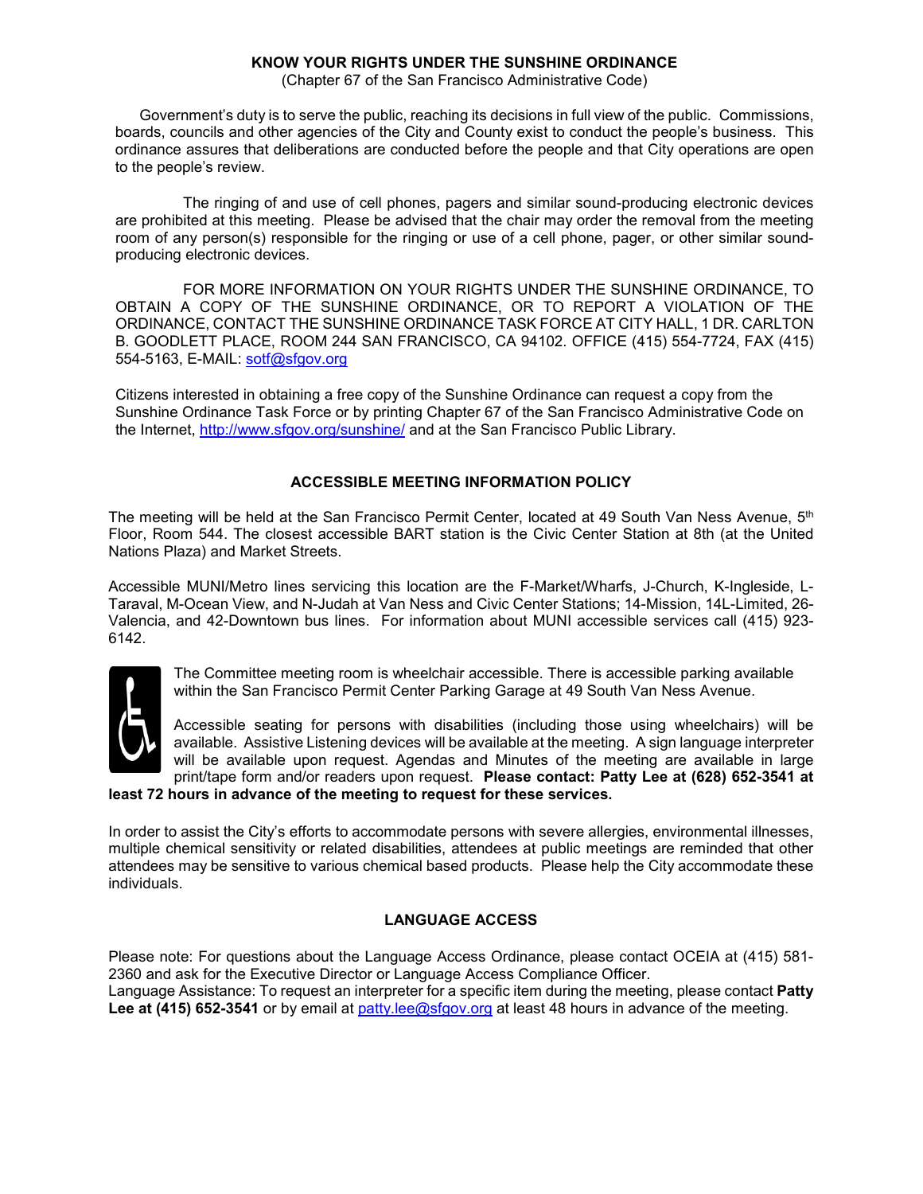**KNOW YOUR RIGHTS UNDER THE SUNSHINE ORDINANCE**
(Chapter 67 of the San Francisco Administrative Code)

Government's duty is to serve the public, reaching its decisions in full view of the public. Commissions, boards, councils and other agencies of the City and County exist to conduct the people's business. This ordinance assures that deliberations are conducted before the people and that City operations are open to the people's review.

The ringing of and use of cell phones, pagers and similar sound-producing electronic devices are prohibited at this meeting. Please be advised that the chair may order the removal from the meeting room of any person(s) responsible for the ringing or use of a cell phone, pager, or other similar sound-producing electronic devices.

FOR MORE INFORMATION ON YOUR RIGHTS UNDER THE SUNSHINE ORDINANCE, TO OBTAIN A COPY OF THE SUNSHINE ORDINANCE, OR TO REPORT A VIOLATION OF THE ORDINANCE, CONTACT THE SUNSHINE ORDINANCE TASK FORCE AT CITY HALL, 1 DR. CARLTON B. GOODLETT PLACE, ROOM 244 SAN FRANCISCO, CA 94102. OFFICE (415) 554-7724, FAX (415) 554-5163, E-MAIL: sotf@sfgov.org

Citizens interested in obtaining a free copy of the Sunshine Ordinance can request a copy from the Sunshine Ordinance Task Force or by printing Chapter 67 of the San Francisco Administrative Code on the Internet, http://www.sfgov.org/sunshine/ and at the San Francisco Public Library.

**ACCESSIBLE MEETING INFORMATION POLICY**

The meeting will be held at the San Francisco Permit Center, located at 49 South Van Ness Avenue, 5th Floor, Room 544. The closest accessible BART station is the Civic Center Station at 8th (at the United Nations Plaza) and Market Streets.

Accessible MUNI/Metro lines servicing this location are the F-Market/Wharfs, J-Church, K-Ingleside, L-Taraval, M-Ocean View, and N-Judah at Van Ness and Civic Center Stations; 14-Mission, 14L-Limited, 26-Valencia, and 42-Downtown bus lines. For information about MUNI accessible services call (415) 923-6142.

The Committee meeting room is wheelchair accessible. There is accessible parking available within the San Francisco Permit Center Parking Garage at 49 South Van Ness Avenue.

Accessible seating for persons with disabilities (including those using wheelchairs) will be available. Assistive Listening devices will be available at the meeting. A sign language interpreter will be available upon request. Agendas and Minutes of the meeting are available in large print/tape form and/or readers upon request. **Please contact: Patty Lee at (628) 652-3541 at least 72 hours in advance of the meeting to request for these services.**

In order to assist the City's efforts to accommodate persons with severe allergies, environmental illnesses, multiple chemical sensitivity or related disabilities, attendees at public meetings are reminded that other attendees may be sensitive to various chemical based products. Please help the City accommodate these individuals.

**LANGUAGE ACCESS**

Please note: For questions about the Language Access Ordinance, please contact OCEIA at (415) 581-2360 and ask for the Executive Director or Language Access Compliance Officer.
Language Assistance: To request an interpreter for a specific item during the meeting, please contact **Patty Lee at (415) 652-3541** or by email at patty.lee@sfgov.org at least 48 hours in advance of the meeting.